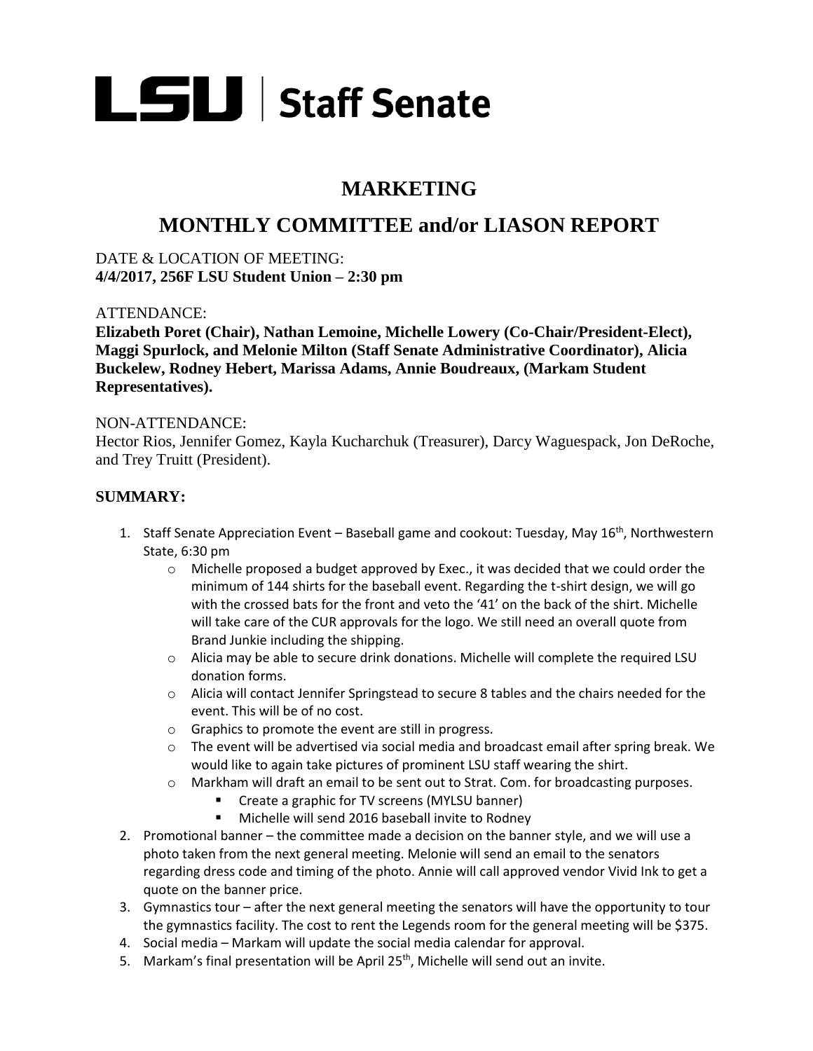# LSU | Staff Senate

## MARKETING

## MONTHLY COMMITTEE and/or LIASON REPORT

DATE & LOCATION OF MEETING:
**4/4/2017, 256F LSU Student Union – 2:30 pm**

ATTENDANCE:
**Elizabeth Poret (Chair), Nathan Lemoine, Michelle Lowery (Co-Chair/President-Elect), Maggi Spurlock, and Melonie Milton (Staff Senate Administrative Coordinator), Alicia Buckelew, Rodney Hebert, Marissa Adams, Annie Boudreaux, (Markam Student Representatives).**

NON-ATTENDANCE:
Hector Rios, Jennifer Gomez, Kayla Kucharchuk (Treasurer), Darcy Waguespack, Jon DeRoche, and Trey Truitt (President).

**SUMMARY:**

1. Staff Senate Appreciation Event – Baseball game and cookout: Tuesday, May 16th, Northwestern State, 6:30 pm
   - Michelle proposed a budget approved by Exec., it was decided that we could order the minimum of 144 shirts for the baseball event. Regarding the t-shirt design, we will go with the crossed bats for the front and veto the '41' on the back of the shirt. Michelle will take care of the CUR approvals for the logo. We still need an overall quote from Brand Junkie including the shipping.
   - Alicia may be able to secure drink donations. Michelle will complete the required LSU donation forms.
   - Alicia will contact Jennifer Springstead to secure 8 tables and the chairs needed for the event. This will be of no cost.
   - Graphics to promote the event are still in progress.
   - The event will be advertised via social media and broadcast email after spring break. We would like to again take pictures of prominent LSU staff wearing the shirt.
   - Markham will draft an email to be sent out to Strat. Com. for broadcasting purposes.
     - Create a graphic for TV screens (MYLSU banner)
     - Michelle will send 2016 baseball invite to Rodney
2. Promotional banner – the committee made a decision on the banner style, and we will use a photo taken from the next general meeting. Melonie will send an email to the senators regarding dress code and timing of the photo. Annie will call approved vendor Vivid Ink to get a quote on the banner price.
3. Gymnastics tour – after the next general meeting the senators will have the opportunity to tour the gymnastics facility. The cost to rent the Legends room for the general meeting will be $375.
4. Social media – Markam will update the social media calendar for approval.
5. Markam's final presentation will be April 25th, Michelle will send out an invite.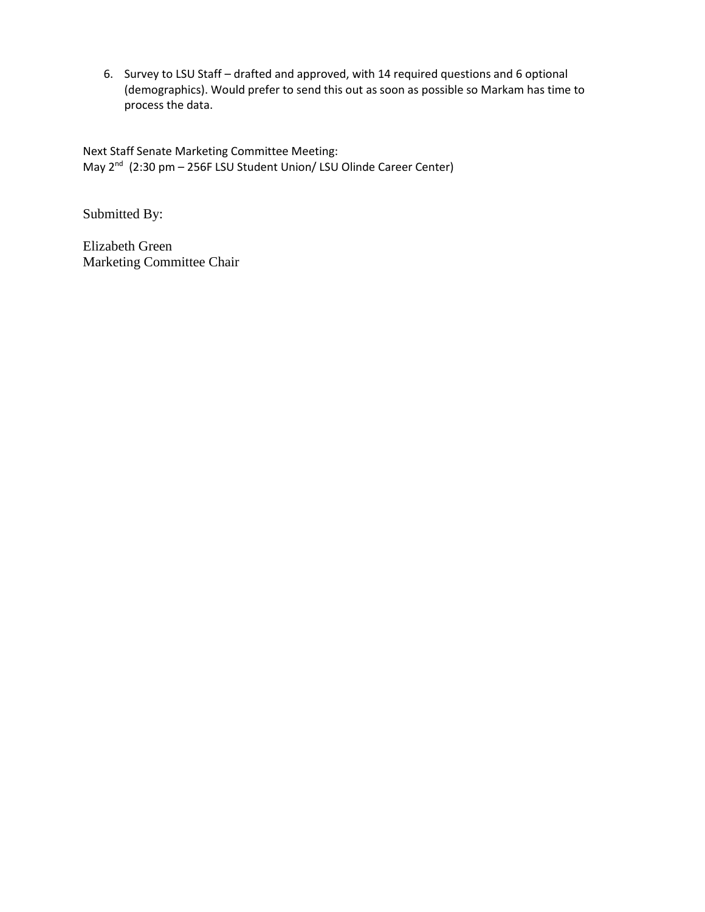6. Survey to LSU Staff – drafted and approved, with 14 required questions and 6 optional (demographics). Would prefer to send this out as soon as possible so Markam has time to process the data.

Next Staff Senate Marketing Committee Meeting:
May 2nd (2:30 pm – 256F LSU Student Union/ LSU Olinde Career Center)

Submitted By:

Elizabeth Green
Marketing Committee Chair